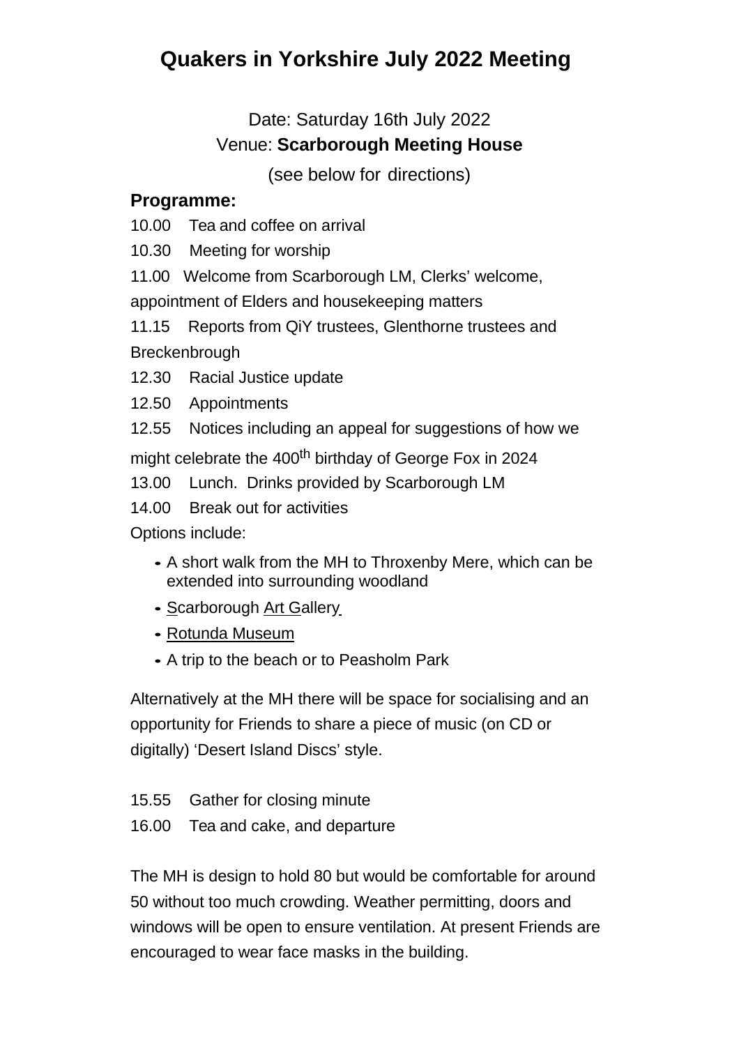# Quakers in Yorkshire July 2022 Meeting

Date: Saturday 16th July 2022

Venue: **Scarborough Meeting House**

(see below for directions)

**Programme:**

10.00 Tea and coffee on arrival

10.30 Meeting for worship

11.00 Welcome from Scarborough LM, Clerks' welcome, appointment of Elders and housekeeping matters

11.15 Reports from QiY trustees, Glenthorne trustees and Breckenbrough

12.30 Racial Justice update

12.50 Appointments

12.55 Notices including an appeal for suggestions of how we might celebrate the 400th birthday of George Fox in 2024

13.00 Lunch. Drinks provided by Scarborough LM

14.00 Break out for activities

Options include:

- A short walk from the MH to Throxenby Mere, which can be extended into surrounding woodland
- Scarborough Art Gallery
- Rotunda Museum
- A trip to the beach or to Peasholm Park

Alternatively at the MH there will be space for socialising and an opportunity for Friends to share a piece of music (on CD or digitally) 'Desert Island Discs' style.

15.55 Gather for closing minute

16.00 Tea and cake, and departure

The MH is design to hold 80 but would be comfortable for around 50 without too much crowding. Weather permitting, doors and windows will be open to ensure ventilation. At present Friends are encouraged to wear face masks in the building.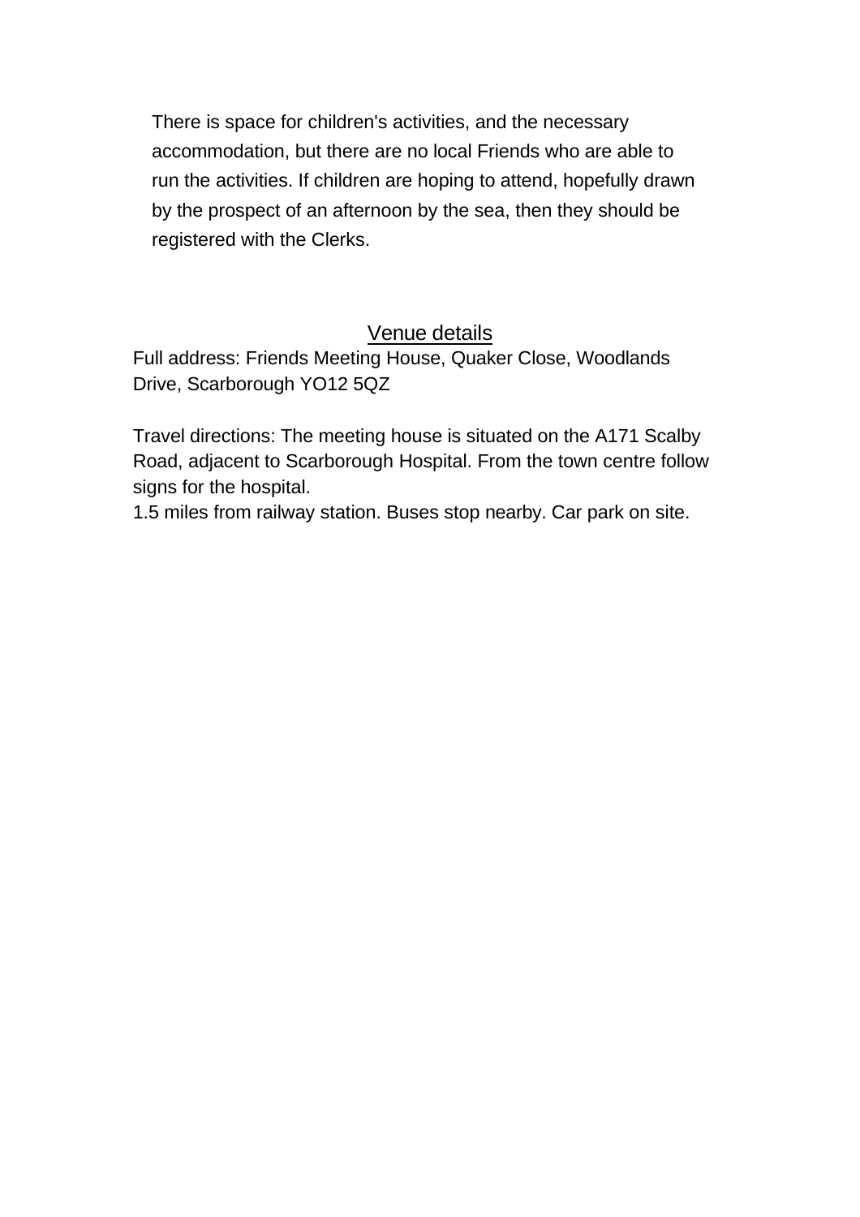There is space for children's activities, and the necessary accommodation, but there are no local Friends who are able to run the activities. If children are hoping to attend, hopefully drawn by the prospect of an afternoon by the sea, then they should be registered with the Clerks.

## Venue details

Full address: Friends Meeting House, Quaker Close, Woodlands Drive, Scarborough YO12 5QZ

Travel directions: The meeting house is situated on the A171 Scalby Road, adjacent to Scarborough Hospital. From the town centre follow signs for the hospital.
1.5 miles from railway station. Buses stop nearby. Car park on site.